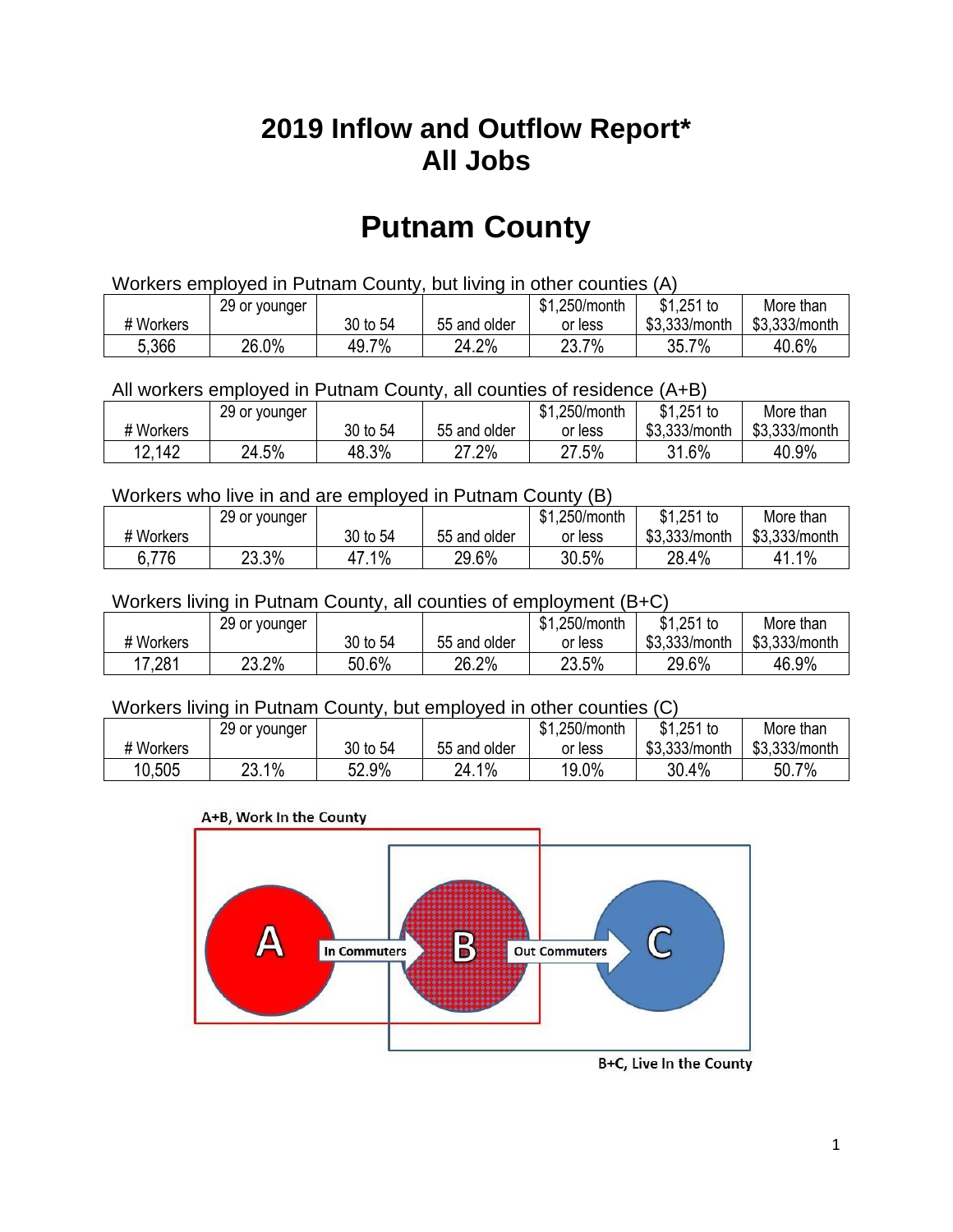# 2019 Inflow and Outflow Report*
# All Jobs

# Putnam County

Workers employed in Putnam County, but living in other counties (A)

| # Workers | 29 or younger | 30 to 54 | 55 and older | $1,250/month or less | $1,251 to $3,333/month | More than $3,333/month |
|---|---|---|---|---|---|---|
| 5,366 | 26.0% | 49.7% | 24.2% | 23.7% | 35.7% | 40.6% |

All workers employed in Putnam County, all counties of residence (A+B)

| # Workers | 29 or younger | 30 to 54 | 55 and older | $1,250/month or less | $1,251 to $3,333/month | More than $3,333/month |
|---|---|---|---|---|---|---|
| 12,142 | 24.5% | 48.3% | 27.2% | 27.5% | 31.6% | 40.9% |

Workers who live in and are employed in Putnam County (B)

| # Workers | 29 or younger | 30 to 54 | 55 and older | $1,250/month or less | $1,251 to $3,333/month | More than $3,333/month |
|---|---|---|---|---|---|---|
| 6,776 | 23.3% | 47.1% | 29.6% | 30.5% | 28.4% | 41.1% |

Workers living in Putnam County, all counties of employment (B+C)

| # Workers | 29 or younger | 30 to 54 | 55 and older | $1,250/month or less | $1,251 to $3,333/month | More than $3,333/month |
|---|---|---|---|---|---|---|
| 17,281 | 23.2% | 50.6% | 26.2% | 23.5% | 29.6% | 46.9% |

Workers living in Putnam County, but employed in other counties (C)

| # Workers | 29 or younger | 30 to 54 | 55 and older | $1,250/month or less | $1,251 to $3,333/month | More than $3,333/month |
|---|---|---|---|---|---|---|
| 10,505 | 23.1% | 52.9% | 24.1% | 19.0% | 30.4% | 50.7% |

A+B, Work In the County

A → In Commuters → B → Out Commuters → C

B+C, Live In the County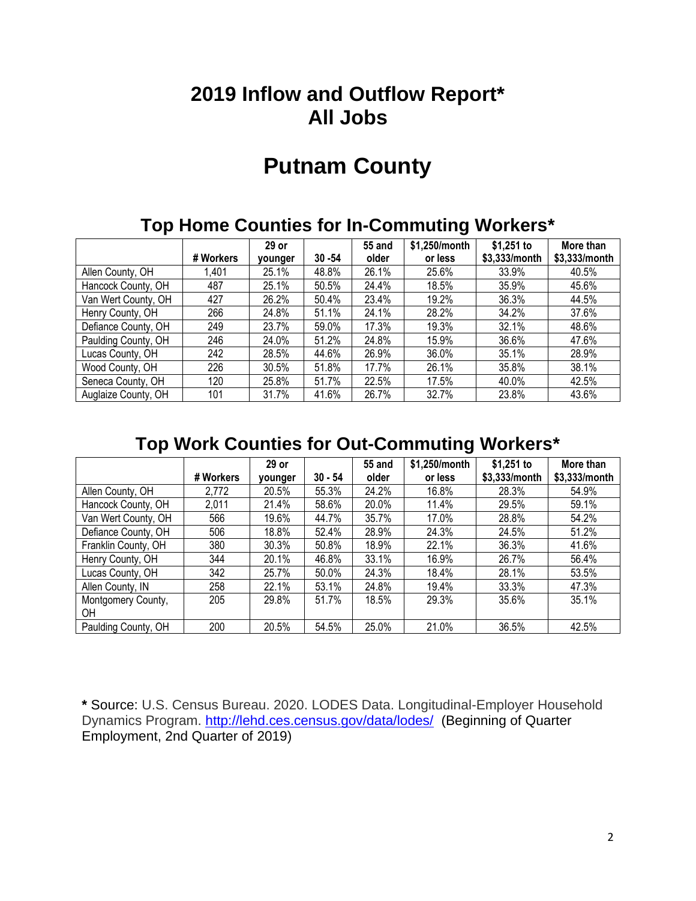# 2019 Inflow and Outflow Report*
# All Jobs

# Putnam County

## Top Home Counties for In-Commuting Workers*

| | # Workers | 29 or younger | 30 -54 | 55 and older | $1,250/month or less | $1,251 to $3,333/month | More than $3,333/month |
|---|---|---|---|---|---|---|---|
| Allen County, OH | 1,401 | 25.1% | 48.8% | 26.1% | 25.6% | 33.9% | 40.5% |
| Hancock County, OH | 487 | 25.1% | 50.5% | 24.4% | 18.5% | 35.9% | 45.6% |
| Van Wert County, OH | 427 | 26.2% | 50.4% | 23.4% | 19.2% | 36.3% | 44.5% |
| Henry County, OH | 266 | 24.8% | 51.1% | 24.1% | 28.2% | 34.2% | 37.6% |
| Defiance County, OH | 249 | 23.7% | 59.0% | 17.3% | 19.3% | 32.1% | 48.6% |
| Paulding County, OH | 246 | 24.0% | 51.2% | 24.8% | 15.9% | 36.6% | 47.6% |
| Lucas County, OH | 242 | 28.5% | 44.6% | 26.9% | 36.0% | 35.1% | 28.9% |
| Wood County, OH | 226 | 30.5% | 51.8% | 17.7% | 26.1% | 35.8% | 38.1% |
| Seneca County, OH | 120 | 25.8% | 51.7% | 22.5% | 17.5% | 40.0% | 42.5% |
| Auglaize County, OH | 101 | 31.7% | 41.6% | 26.7% | 32.7% | 23.8% | 43.6% |

## Top Work Counties for Out-Commuting Workers*

| | # Workers | 29 or younger | 30 - 54 | 55 and older | $1,250/month or less | $1,251 to $3,333/month | More than $3,333/month |
|---|---|---|---|---|---|---|---|
| Allen County, OH | 2,772 | 20.5% | 55.3% | 24.2% | 16.8% | 28.3% | 54.9% |
| Hancock County, OH | 2,011 | 21.4% | 58.6% | 20.0% | 11.4% | 29.5% | 59.1% |
| Van Wert County, OH | 566 | 19.6% | 44.7% | 35.7% | 17.0% | 28.8% | 54.2% |
| Defiance County, OH | 506 | 18.8% | 52.4% | 28.9% | 24.3% | 24.5% | 51.2% |
| Franklin County, OH | 380 | 30.3% | 50.8% | 18.9% | 22.1% | 36.3% | 41.6% |
| Henry County, OH | 344 | 20.1% | 46.8% | 33.1% | 16.9% | 26.7% | 56.4% |
| Lucas County, OH | 342 | 25.7% | 50.0% | 24.3% | 18.4% | 28.1% | 53.5% |
| Allen County, IN | 258 | 22.1% | 53.1% | 24.8% | 19.4% | 33.3% | 47.3% |
| Montgomery County, OH | 205 | 29.8% | 51.7% | 18.5% | 29.3% | 35.6% | 35.1% |
| Paulding County, OH | 200 | 20.5% | 54.5% | 25.0% | 21.0% | 36.5% | 42.5% |

**\*** Source: U.S. Census Bureau. 2020. LODES Data. Longitudinal-Employer Household Dynamics Program. http://lehd.ces.census.gov/data/lodes/ (Beginning of Quarter Employment, 2nd Quarter of 2019)